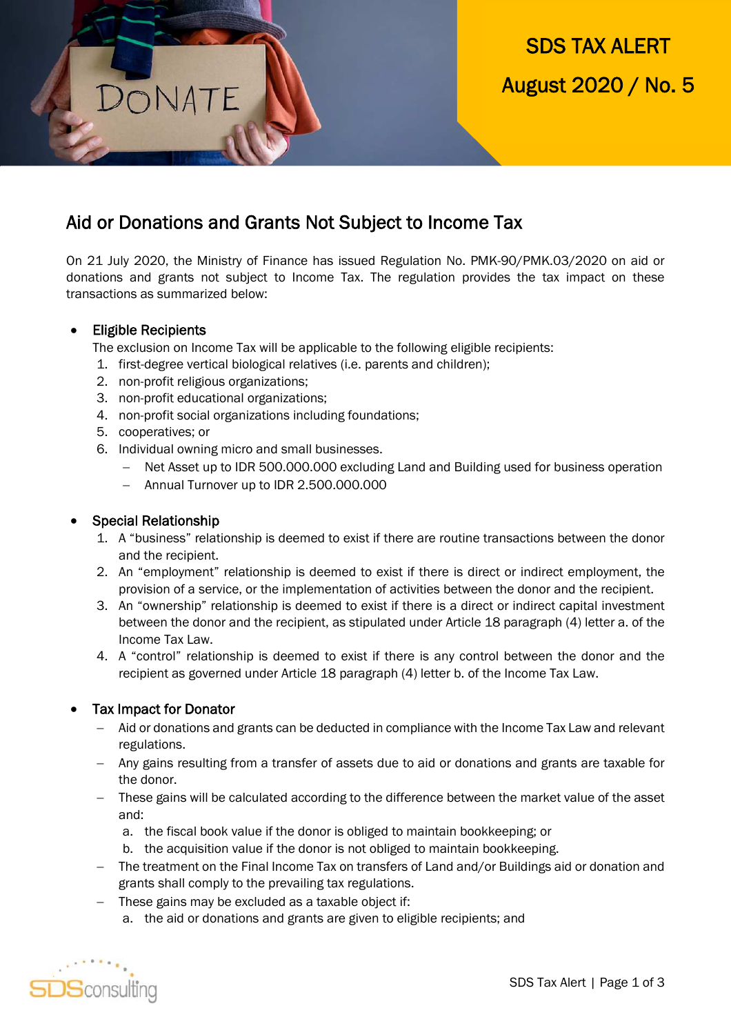SDS TAX ALERT

August 2020 / No. 5

## Aid or Donations and Grants Not Subject to Income Tax

On 21 July 2020, the Ministry of Finance has issued Regulation No. PMK-90/PMK.03/2020 on aid or donations and grants not subject to Income Tax. The regulation provides the tax impact on these transactions as summarized below:

- **Eligible Recipients**

  The exclusion on Income Tax will be applicable to the following eligible recipients:
  1. first-degree vertical biological relatives (i.e. parents and children);
  2. non-profit religious organizations;
  3. non-profit educational organizations;
  4. non-profit social organizations including foundations;
  5. cooperatives; or
  6. Individual owning micro and small businesses.
     - Net Asset up to IDR 500.000.000 excluding Land and Building used for business operation
     - Annual Turnover up to IDR 2.500.000.000

- **Special Relationship**
  1. A "business" relationship is deemed to exist if there are routine transactions between the donor and the recipient.
  2. An "employment" relationship is deemed to exist if there is direct or indirect employment, the provision of a service, or the implementation of activities between the donor and the recipient.
  3. An "ownership" relationship is deemed to exist if there is a direct or indirect capital investment between the donor and the recipient, as stipulated under Article 18 paragraph (4) letter a. of the Income Tax Law.
  4. A "control" relationship is deemed to exist if there is any control between the donor and the recipient as governed under Article 18 paragraph (4) letter b. of the Income Tax Law.

- **Tax Impact for Donator**
  - Aid or donations and grants can be deducted in compliance with the Income Tax Law and relevant regulations.
  - Any gains resulting from a transfer of assets due to aid or donations and grants are taxable for the donor.
  - These gains will be calculated according to the difference between the market value of the asset and:
    a. the fiscal book value if the donor is obliged to maintain bookkeeping; or
    b. the acquisition value if the donor is not obliged to maintain bookkeeping.
  - The treatment on the Final Income Tax on transfers of Land and/or Buildings aid or donation and grants shall comply to the prevailing tax regulations.
  - These gains may be excluded as a taxable object if:
    a. the aid or donations and grants are given to eligible recipients; and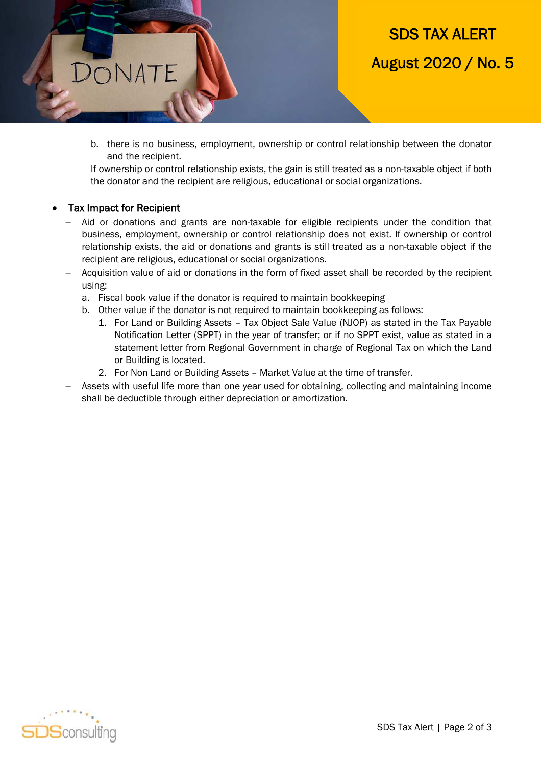b. there is no business, employment, ownership or control relationship between the donator and the recipient.

If ownership or control relationship exists, the gain is still treated as a non-taxable object if both the donator and the recipient are religious, educational or social organizations.

- Tax Impact for Recipient
  - Aid or donations and grants are non-taxable for eligible recipients under the condition that business, employment, ownership or control relationship does not exist. If ownership or control relationship exists, the aid or donations and grants is still treated as a non-taxable object if the recipient are religious, educational or social organizations.
  - Acquisition value of aid or donations in the form of fixed asset shall be recorded by the recipient using:
    a. Fiscal book value if the donator is required to maintain bookkeeping
    b. Other value if the donator is not required to maintain bookkeeping as follows:
       1. For Land or Building Assets – Tax Object Sale Value (NJOP) as stated in the Tax Payable Notification Letter (SPPT) in the year of transfer; or if no SPPT exist, value as stated in a statement letter from Regional Government in charge of Regional Tax on which the Land or Building is located.
       2. For Non Land or Building Assets – Market Value at the time of transfer.
  - Assets with useful life more than one year used for obtaining, collecting and maintaining income shall be deductible through either depreciation or amortization.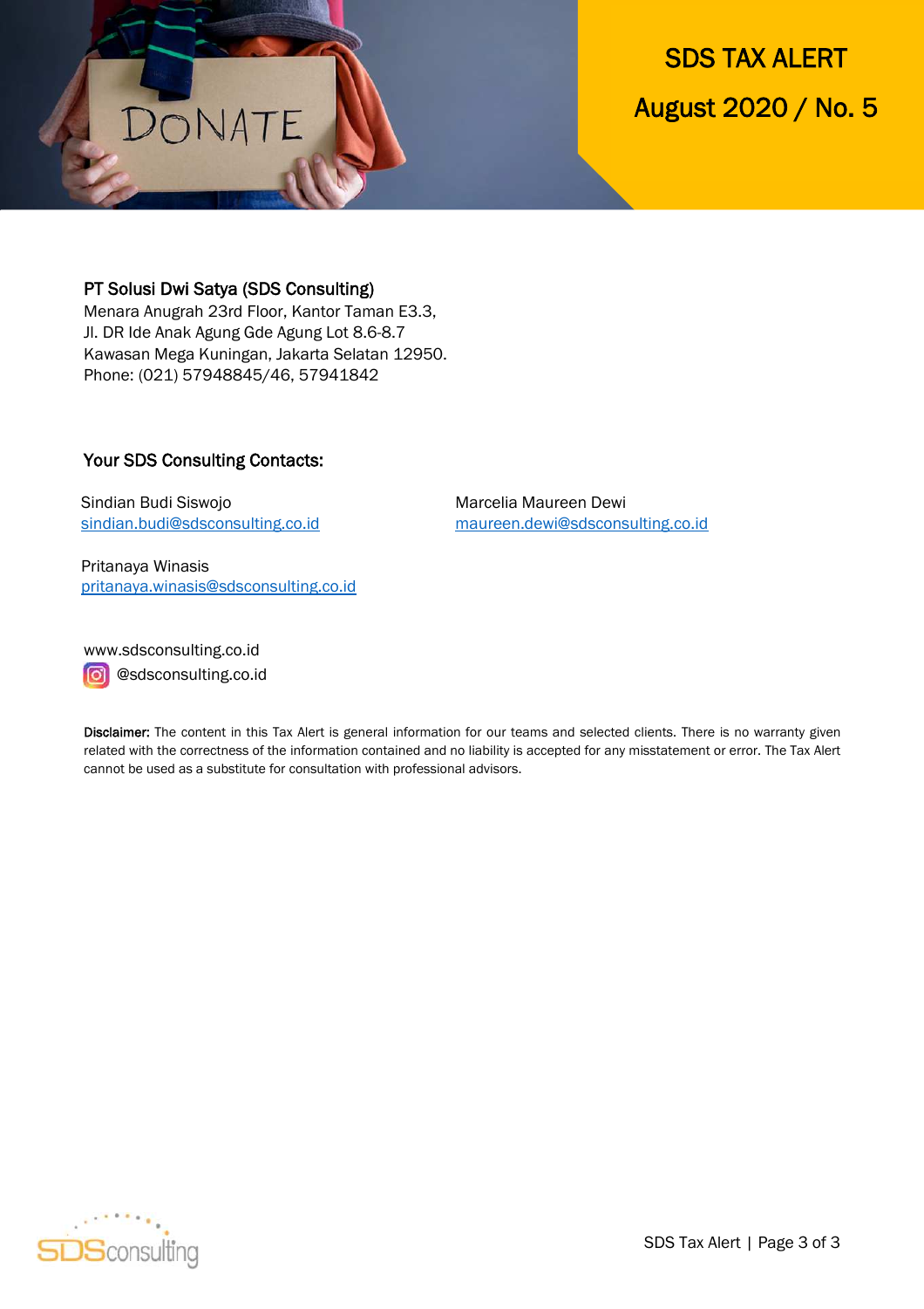SDS TAX ALERT

August 2020 / No. 5

**PT Solusi Dwi Satya (SDS Consulting)**
Menara Anugrah 23rd Floor, Kantor Taman E3.3,
Jl. DR Ide Anak Agung Gde Agung Lot 8.6-8.7
Kawasan Mega Kuningan, Jakarta Selatan 12950.
Phone: (021) 57948845/46, 57941842

**Your SDS Consulting Contacts:**

Sindian Budi Siswojo
sindian.budi@sdsconsulting.co.id

Marcelia Maureen Dewi
maureen.dewi@sdsconsulting.co.id

Pritanaya Winasis
pritanaya.winasis@sdsconsulting.co.id

www.sdsconsulting.co.id
@sdsconsulting.co.id

**Disclaimer:** The content in this Tax Alert is general information for our teams and selected clients. There is no warranty given related with the correctness of the information contained and no liability is accepted for any misstatement or error. The Tax Alert cannot be used as a substitute for consultation with professional advisors.